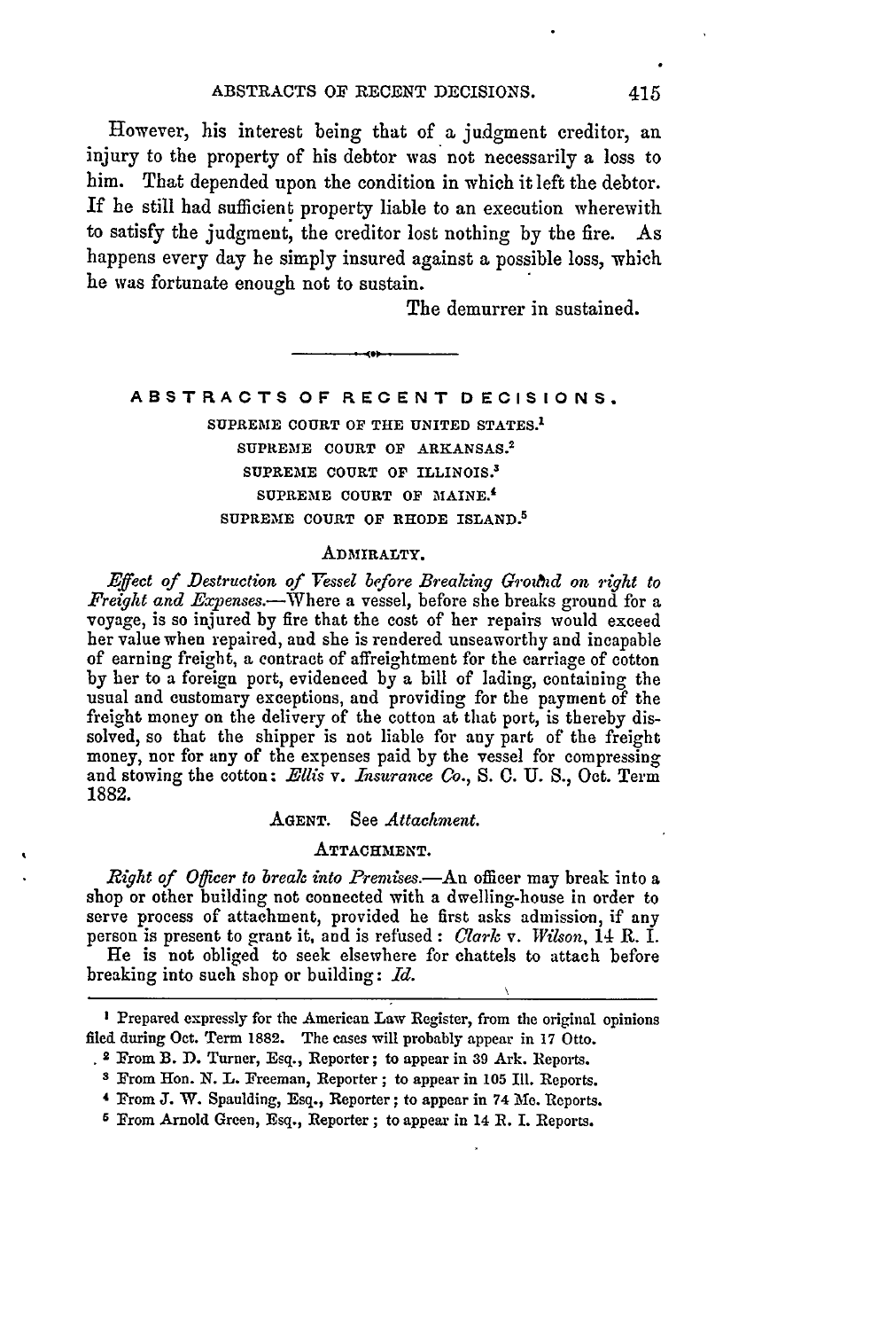However, his interest being that of a judgment creditor, an injury to the property of his debtor was not necessarily a loss to him. That depended upon the condition in which it left the debtor. If he still had sufficient property liable to an execution wherewith to satisfy the judgment, the creditor lost nothing by the fire. As happens every day he simply insured against a possible loss, which he was fortunate enough not to sustain.

The demurrer in sustained.

---

## ABSTRACTS OF RECENT DECISIONS.

SUPREME COURT OF THE UNITED STATES.[1]
SUPREME COURT OF ARKANSAS.[2]
SUPREME COURT OF ILLINOIS.[3]
SUPREME COURT OF MAINE.[4]
SUPREME COURT OF RHODE ISLAND.[5]

### ADMIRALTY.

*Effect of Destruction of Vessel before Breaking Ground on right to Freight and Expenses.*—Where a vessel, before she breaks ground for a voyage, is so injured by fire that the cost of her repairs would exceed her value when repaired, and she is rendered unseaworthy and incapable of earning freight, a contract of affreightment for the carriage of cotton by her to a foreign port, evidenced by a bill of lading, containing the usual and customary exceptions, and providing for the payment of the freight money on the delivery of the cotton at that port, is thereby dissolved, so that the shipper is not liable for any part of the freight money, nor for any of the expenses paid by the vessel for compressing and stowing the cotton: *Ellis* v. *Insurance Co.*, S. C. U. S., Oct. Term 1882.

AGENT. See *Attachment.*

### ATTACHMENT.

*Right of Officer to break into Premises.*—An officer may break into a shop or other building not connected with a dwelling-house in order to serve process of attachment, provided he first asks admission, if any person is present to grant it, and is refused: *Clark* v. *Wilson*, 14 R. I.

He is not obliged to seek elsewhere for chattels to attach before breaking into such shop or building: *Id.*

---

[1] Prepared expressly for the American Law Register, from the original opinions filed during Oct. Term 1882. The cases will probably appear in 17 Otto.

[2] From B. D. Turner, Esq., Reporter; to appear in 39 Ark. Reports.

[3] From Hon. N. L. Freeman, Reporter; to appear in 105 Ill. Reports.

[4] From J. W. Spaulding, Esq., Reporter; to appear in 74 Me. Reports.

[5] From Arnold Green, Esq., Reporter; to appear in 14 R. I. Reports.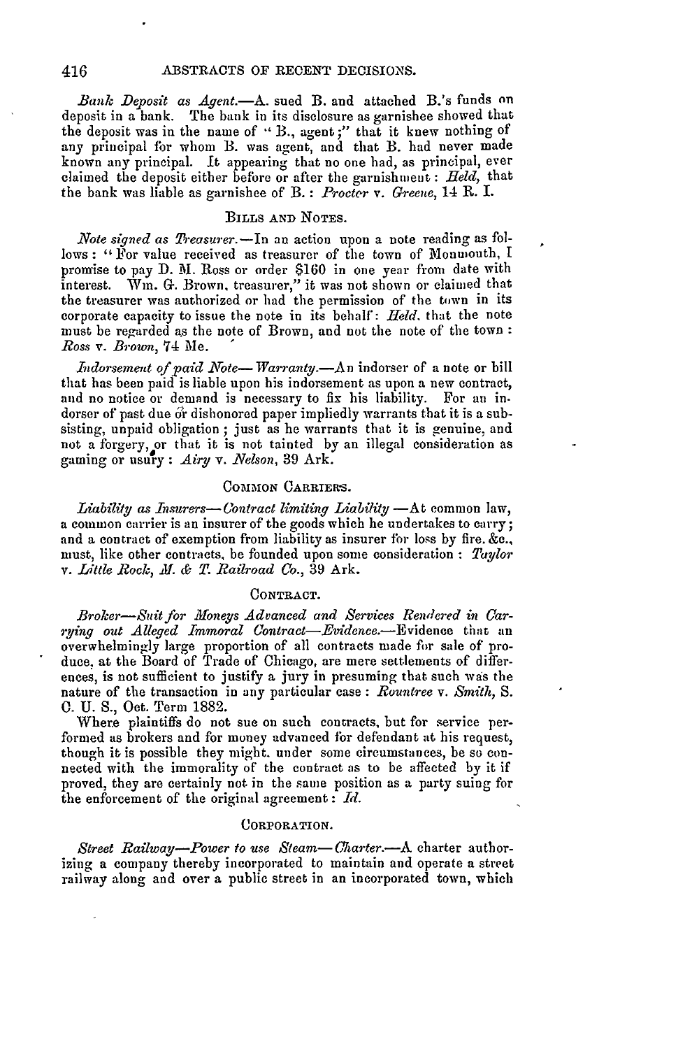*Bank Deposit as Agent.*—A. sued B. and attached B.'s funds on deposit in a bank. The bank in its disclosure as garnishee showed that the deposit was in the name of "B., agent;" that it knew nothing of any principal for whom B. was agent, and that B. had never made known any principal. It appearing that no one had, as principal, ever claimed the deposit either before or after the garnishment: *Held*, that the bank was liable as garnishee of B.: *Procter* v. *Greene*, 14 R. I.

## BILLS AND NOTES.

*Note signed as Treasurer.*—In an action upon a note reading as follows: "For value received as treasurer of the town of Monmouth, I promise to pay D. M. Ross or order $160 in one year from date with interest. Wm. G. Brown, treasurer," it was not shown or claimed that the treasurer was authorized or had the permission of the town in its corporate capacity to issue the note in its behalf: *Held*, that the note must be regarded as the note of Brown, and not the note of the town: *Ross* v. *Brown*, 74 Me.

*Indorsement of paid Note—Warranty.*—An indorser of a note or bill that has been paid is liable upon his indorsement as upon a new contract, and no notice or demand is necessary to fix his liability. For an indorser of past due or dishonored paper impliedly warrants that it is a subsisting, unpaid obligation; just as he warrants that it is genuine, and not a forgery, or that it is not tainted by an illegal consideration as gaming or usury: *Airy* v. *Nelson*, 39 Ark.

## COMMON CARRIERS.

*Liability as Insurers—Contract limiting Liability*—At common law, a common carrier is an insurer of the goods which he undertakes to carry; and a contract of exemption from liability as insurer for loss by fire, &c., must, like other contracts, be founded upon some consideration: *Taylor* v. *Little Rock, M. & T. Railroad Co.*, 39 Ark.

## CONTRACT.

*Broker—Suit for Moneys Advanced and Services Rendered in Carrying out Alleged Immoral Contract—Evidence.*—Evidence that an overwhelmingly large proportion of all contracts made for sale of produce, at the Board of Trade of Chicago, are mere settlements of differences, is not sufficient to justify a jury in presuming that such was the nature of the transaction in any particular case: *Rountree* v. *Smith*, S. C. U. S., Oct. Term 1882.

Where plaintiffs do not sue on such contracts, but for service performed as brokers and for money advanced for defendant at his request, though it is possible they might, under some circumstances, be so connected with the immorality of the contract as to be affected by it if proved, they are certainly not in the same position as a party suing for the enforcement of the original agreement: *Id.*

## CORPORATION.

*Street Railway—Power to use Steam—Charter.*—A charter authorizing a company thereby incorporated to maintain and operate a street railway along and over a public street in an incorporated town, which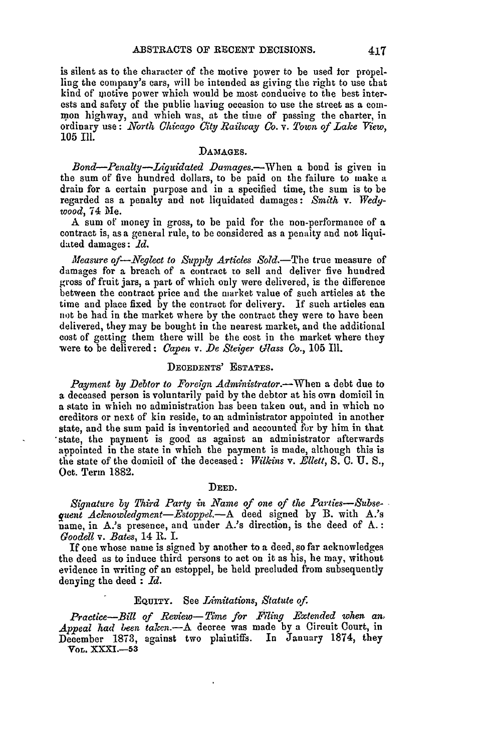is silent as to the character of the motive power to be used for propelling the company's cars, will be intended as giving the right to use that kind of motive power which would be most conducive to the best interests and safety of the public having occasion to use the street as a common highway, and which was, at the time of passing the charter, in ordinary use: *North Chicago City Railway Co.* v. *Town of Lake View*, 105 Ill.

## DAMAGES.

*Bond—Penalty—Liquidated Damages.*—When a bond is given in the sum of five hundred dollars, to be paid on the failure to make a drain for a certain purpose and in a specified time, the sum is to be regarded as a penalty and not liquidated damages: *Smith* v. *Wedgwood*, 74 Me.

A sum of money in gross, to be paid for the non-performance of a contract is, as a general rule, to be considered as a penalty and not liquidated damages: *Id.*

*Measure of—Neglect to Supply Articles Sold.*—The true measure of damages for a breach of a contract to sell and deliver five hundred gross of fruit jars, a part of which only were delivered, is the difference between the contract price and the market value of such articles at the time and place fixed by the contract for delivery. If such articles can not be had in the market where by the contract they were to have been delivered, they may be bought in the nearest market, and the additional cost of getting them there will be the cost in the market where they were to be delivered: *Capen* v. *De Steiger Glass Co.*, 105 Ill.

## DECEDENTS' ESTATES.

*Payment by Debtor to Foreign Administrator.*—When a debt due to a deceased person is voluntarily paid by the debtor at his own domicil in a state in which no administration has been taken out, and in which no creditors or next of kin reside, to an administrator appointed in another state, and the sum paid is inventoried and accounted for by him in that state, the payment is good as against an administrator afterwards appointed in the state in which the payment is made, although this is the state of the domicil of the deceased: *Wilkins* v. *Ellett*, S. C. U. S., Oct. Term 1882.

## DEED.

*Signature by Third Party in Name of one of the Parties—Subsequent Acknowledgment—Estoppel.*—A deed signed by B. with A.'s name, in A.'s presence, and under A.'s direction, is the deed of A.: *Goodell* v. *Bates*, 14 R. I.

If one whose name is signed by another to a deed, so far acknowledges the deed as to induce third persons to act on it as his, he may, without evidence in writing of an estoppel, be held precluded from subsequently denying the deed: *Id.*

## EQUITY. See *Limitations, Statute of.*

*Practice—Bill of Review—Time for Filing Extended when an Appeal had been taken.*—A decree was made by a Circuit Court, in December 1873, against two plaintiffs. In January 1874, they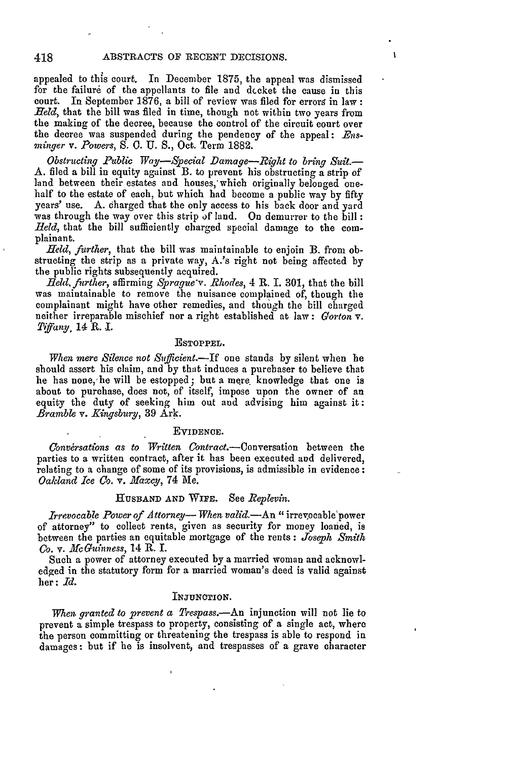appealed to this court. In December 1875, the appeal was dismissed for the failure of the appellants to file and docket the cause in this court. In September 1876, a bill of review was filed for errors in law: *Held*, that the bill was filed in time, though not within two years from the making of the decree, because the control of the circuit court over the decree was suspended during the pendency of the appeal: *Ensminger* v. *Powers*, S. C. U. S., Oct. Term 1882.

*Obstructing Public Way—Special Damage—Right to bring Suit.*—A. filed a bill in equity against B. to prevent his obstructing a strip of land between their estates and houses, which originally belonged one-half to the estate of each, but which had become a public way by fifty years' use. A. charged that the only access to his back door and yard was through the way over this strip of land. On demurrer to the bill: *Held*, that the bill sufficiently charged special damage to the complainant.

*Held, further*, that the bill was maintainable to enjoin B. from obstructing the strip as a private way, A.'s right not being affected by the public rights subsequently acquired.

*Held, further*, affirming *Sprague* v. *Rhodes*, 4 R. I. 301, that the bill was maintainable to remove the nuisance complained of, though the complainant might have other remedies, and though the bill charged neither irreparable mischief nor a right established at law: *Gorton* v. *Tiffany*, 14 R. I.

## ESTOPPEL.

*When mere Silence not Sufficient.*—If one stands by silent when he should assert his claim, and by that induces a purchaser to believe that he has none, he will be estopped; but a mere knowledge that one is about to purchase, does not, of itself, impose upon the owner of an equity the duty of seeking him out and advising him against it: *Bramble* v. *Kingsbury*, 39 Ark.

## EVIDENCE.

*Conversations as to Written Contract.*—Conversation between the parties to a written contract, after it has been executed and delivered, relating to a change of some of its provisions, is admissible in evidence: *Oakland Ice Co.* v. *Maxcy*, 74 Me.

## HUSBAND AND WIFE. See *Replevin*.

*Irrevocable Power of Attorney—When valid.*—An "irrevocable power of attorney" to collect rents, given as security for money loaned, is between the parties an equitable mortgage of the rents: *Joseph Smith Co.* v. *McGuinness*, 14 R. I.

Such a power of attorney executed by a married woman and acknowledged in the statutory form for a married woman's deed is valid against her: *Id.*

## INJUNCTION.

*When granted to prevent a Trespass.*—An injunction will not lie to prevent a simple trespass to property, consisting of a single act, where the person committing or threatening the trespass is able to respond in damages: but if he is insolvent, and trespasses of a grave character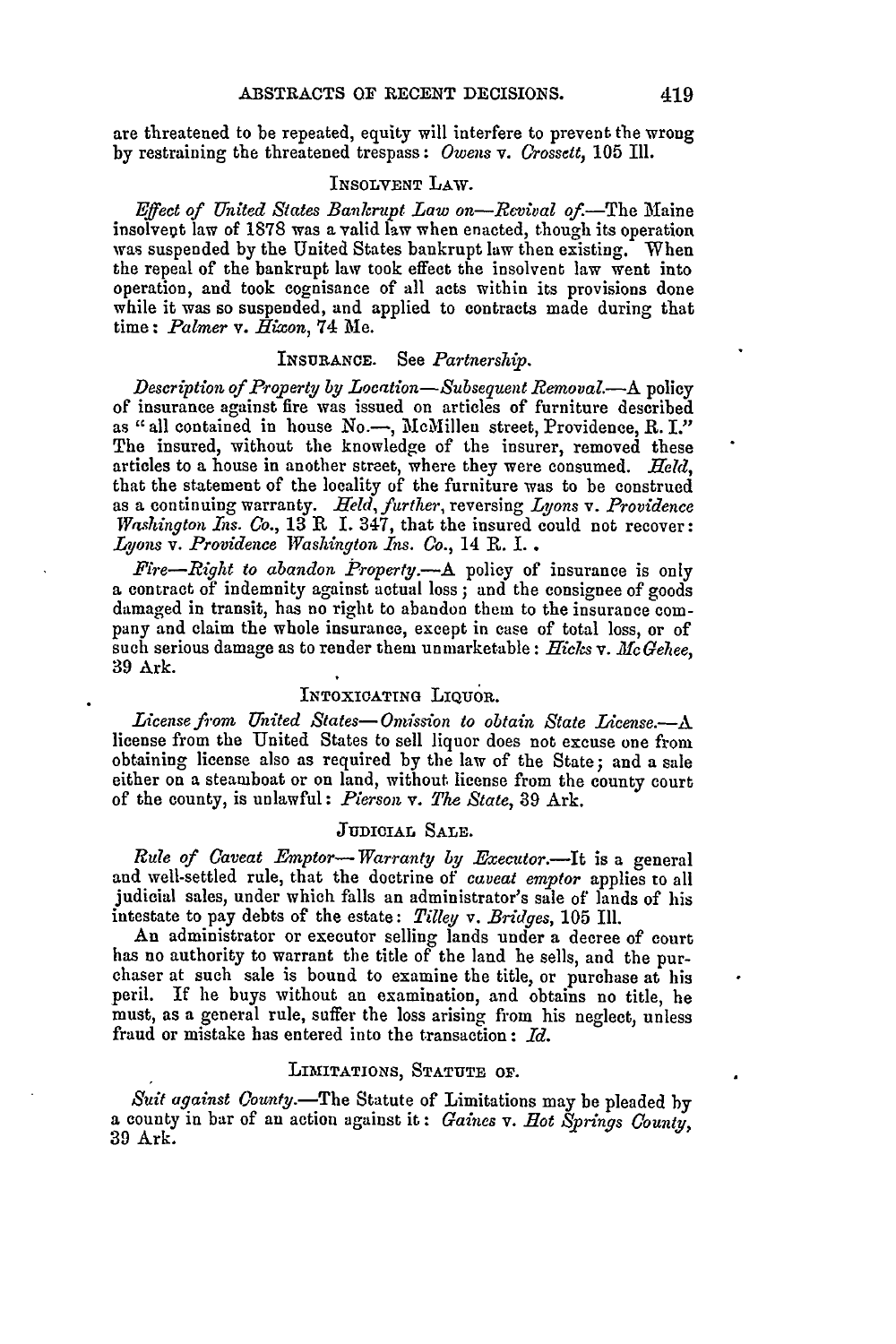are threatened to be repeated, equity will interfere to prevent the wrong by restraining the threatened trespass: *Owens* v. *Crossett*, 105 Ill.

### INSOLVENT LAW.

*Effect of United States Bankrupt Law on—Revival of.*—The Maine insolvent law of 1878 was a valid law when enacted, though its operation was suspended by the United States bankrupt law then existing. When the repeal of the bankrupt law took effect the insolvent law went into operation, and took cognisance of all acts within its provisions done while it was so suspended, and applied to contracts made during that time: *Palmer* v. *Hixon*, 74 Me.

### INSURANCE. See *Partnership*.

*Description of Property by Location—Subsequent Removal.*—A policy of insurance against fire was issued on articles of furniture described as "all contained in house No.—, McMillen street, Providence, R. I." The insured, without the knowledge of the insurer, removed these articles to a house in another street, where they were consumed. *Held*, that the statement of the locality of the furniture was to be construed as a continuing warranty. *Held*, *further*, reversing *Lyons* v. *Providence Washington Ins. Co.*, 13 R. I. 347, that the insured could not recover: *Lyons* v. *Providence Washington Ins. Co.*, 14 R. I.

*Fire—Right to abandon Property.*—A policy of insurance is only a contract of indemnity against actual loss; and the consignee of goods damaged in transit, has no right to abandon them to the insurance company and claim the whole insurance, except in case of total loss, or of such serious damage as to render them unmarketable: *Hicks* v. *McGehee*, 39 Ark.

### INTOXICATING LIQUOR.

*License from United States—Omission to obtain State License.*—A license from the United States to sell liquor does not excuse one from obtaining license also as required by the law of the State; and a sale either on a steamboat or on land, without license from the county court of the county, is unlawful: *Pierson* v. *The State*, 39 Ark.

### JUDICIAL SALE.

*Rule of Caveat Emptor—Warranty by Executor.*—It is a general and well-settled rule, that the doctrine of *caveat emptor* applies to all judicial sales, under which falls an administrator's sale of lands of his intestate to pay debts of the estate: *Tilley* v. *Bridges*, 105 Ill.

An administrator or executor selling lands under a decree of court has no authority to warrant the title of the land he sells, and the purchaser at such sale is bound to examine the title, or purchase at his peril. If he buys without an examination, and obtains no title, he must, as a general rule, suffer the loss arising from his neglect, unless fraud or mistake has entered into the transaction: *Id.*

### LIMITATIONS, STATUTE OF.

*Suit against County.*—The Statute of Limitations may be pleaded by a county in bar of an action against it: *Gaines* v. *Hot Springs County*, 39 Ark.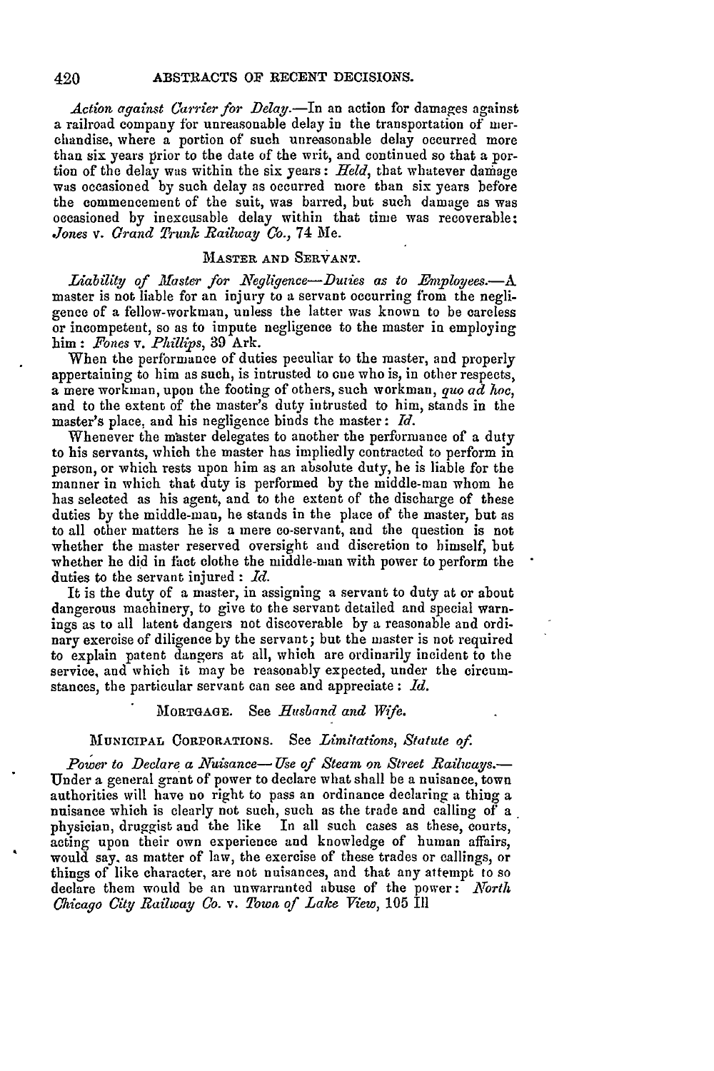*Action against Carrier for Delay.*—In an action for damages against a railroad company for unreasonable delay in the transportation of merchandise, where a portion of such unreasonable delay occurred more than six years prior to the date of the writ, and continued so that a portion of the delay was within the six years: *Held*, that whatever damage was occasioned by such delay as occurred more than six years before the commencement of the suit, was barred, but such damage as was occasioned by inexcusable delay within that time was recoverable: *Jones* v. *Grand Trunk Railway Co.*, 74 Me.

## MASTER AND SERVANT.

*Liability of Master for Negligence—Duties as to Employees.*—A master is not liable for an injury to a servant occurring from the negligence of a fellow-workman, unless the latter was known to be careless or incompetent, so as to impute negligence to the master in employing him: *Fones* v. *Phillips*, 39 Ark.

When the performance of duties peculiar to the master, and properly appertaining to him as such, is intrusted to one who is, in other respects, a mere workman, upon the footing of others, such workman, *quo ad hoc*, and to the extent of the master's duty intrusted to him, stands in the master's place, and his negligence binds the master: *Id.*

Whenever the master delegates to another the performance of a duty to his servants, which the master has impliedly contracted to perform in person, or which rests upon him as an absolute duty, he is liable for the manner in which that duty is performed by the middle-man whom he has selected as his agent, and to the extent of the discharge of these duties by the middle-man, he stands in the place of the master, but as to all other matters he is a mere co-servant, and the question is not whether the master reserved oversight and discretion to himself, but whether he did in fact clothe the middle-man with power to perform the duties to the servant injured: *Id.*

It is the duty of a master, in assigning a servant to duty at or about dangerous machinery, to give to the servant detailed and special warnings as to all latent dangers not discoverable by a reasonable and ordinary exercise of diligence by the servant; but the master is not required to explain patent dangers at all, which are ordinarily incident to the service, and which it may be reasonably expected, under the circumstances, the particular servant can see and appreciate: *Id.*

MORTGAGE. See *Husband and Wife.*

MUNICIPAL CORPORATIONS. See *Limitations, Statute of.*

*Power to Declare a Nuisance—Use of Steam on Street Railways.*—Under a general grant of power to declare what shall be a nuisance, town authorities will have no right to pass an ordinance declaring a thing a nuisance which is clearly not such, such as the trade and calling of a physician, druggist and the like In all such cases as these, courts, acting upon their own experience and knowledge of human affairs, would say, as matter of law, the exercise of these trades or callings, or things of like character, are not nuisances, and that any attempt to so declare them would be an unwarranted abuse of the power: *North Chicago City Railway Co.* v. *Town of Lake View*, 105 Ill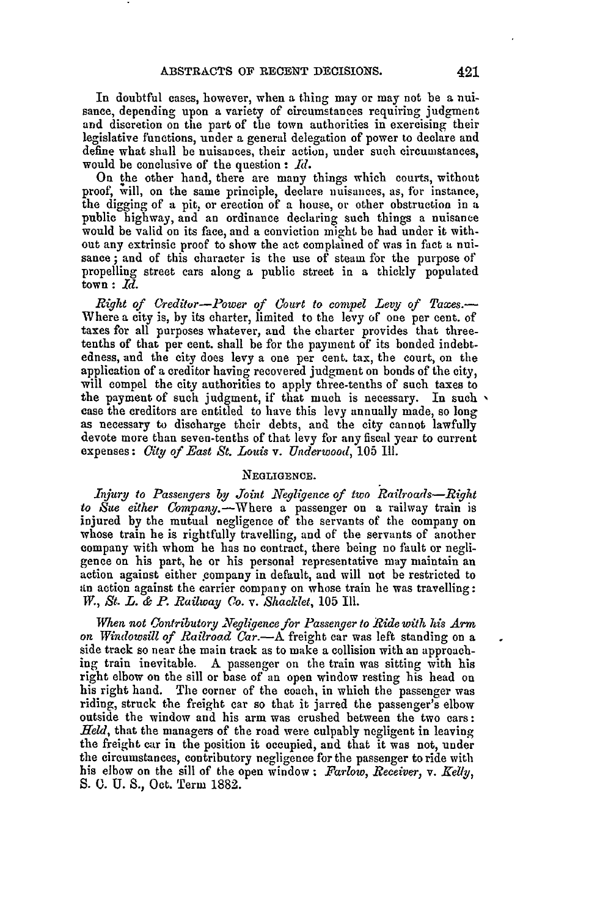In doubtful cases, however, when a thing may or may not be a nuisance, depending upon a variety of circumstances requiring judgment and discretion on the part of the town authorities in exercising their legislative functions, under a general delegation of power to declare and define what shall be nuisances, their action, under such circumstances, would be conclusive of the question: *Id.*

On the other hand, there are many things which courts, without proof, will, on the same principle, declare nuisances, as, for instance, the digging of a pit, or erection of a house, or other obstruction in a public highway, and an ordinance declaring such things a nuisance would be valid on its face, and a conviction might be had under it without any extrinsic proof to show the act complained of was in fact a nuisance; and of this character is the use of steam for the purpose of propelling street cars along a public street in a thickly populated town: *Id.*

*Right of Creditor—Power of Court to compel Levy of Taxes.*—Where a city is, by its charter, limited to the levy of one per cent. of taxes for all purposes whatever, and the charter provides that three-tenths of that per cent. shall be for the payment of its bonded indebtedness, and the city does levy a one per cent. tax, the court, on the application of a creditor having recovered judgment on bonds of the city, will compel the city authorities to apply three-tenths of such taxes to the payment of such judgment, if that much is necessary. In such case the creditors are entitled to have this levy annually made, so long as necessary to discharge their debts, and the city cannot lawfully devote more than seven-tenths of that levy for any fiscal year to current expenses: *City of East St. Louis* v. *Underwood*, 105 Ill.

## NEGLIGENCE.

*Injury to Passengers by Joint Negligence of two Railroads—Right to Sue either Company.*—Where a passenger on a railway train is injured by the mutual negligence of the servants of the company on whose train he is rightfully travelling, and of the servants of another company with whom he has no contract, there being no fault or negligence on his part, he or his personal representative may maintain an action against either company in default, and will not be restricted to an action against the carrier company on whose train he was travelling: *W., St. L. & P. Railway Co.* v. *Shacklet*, 105 Ill.

*When not Contributory Negligence for Passenger to Ride with his Arm on Windowsill of Railroad Car.*—A freight car was left standing on a side track so near the main track as to make a collision with an approaching train inevitable. A passenger on the train was sitting with his right elbow on the sill or base of an open window resting his head on his right hand. The corner of the coach, in which the passenger was riding, struck the freight car so that it jarred the passenger's elbow outside the window and his arm was crushed between the two cars: *Held*, that the managers of the road were culpably negligent in leaving the freight car in the position it occupied, and that it was not, under the circumstances, contributory negligence for the passenger to ride with his elbow on the sill of the open window: *Farlow, Receiver*, v. *Kelly*, S. C. U. S., Oct. Term 1882.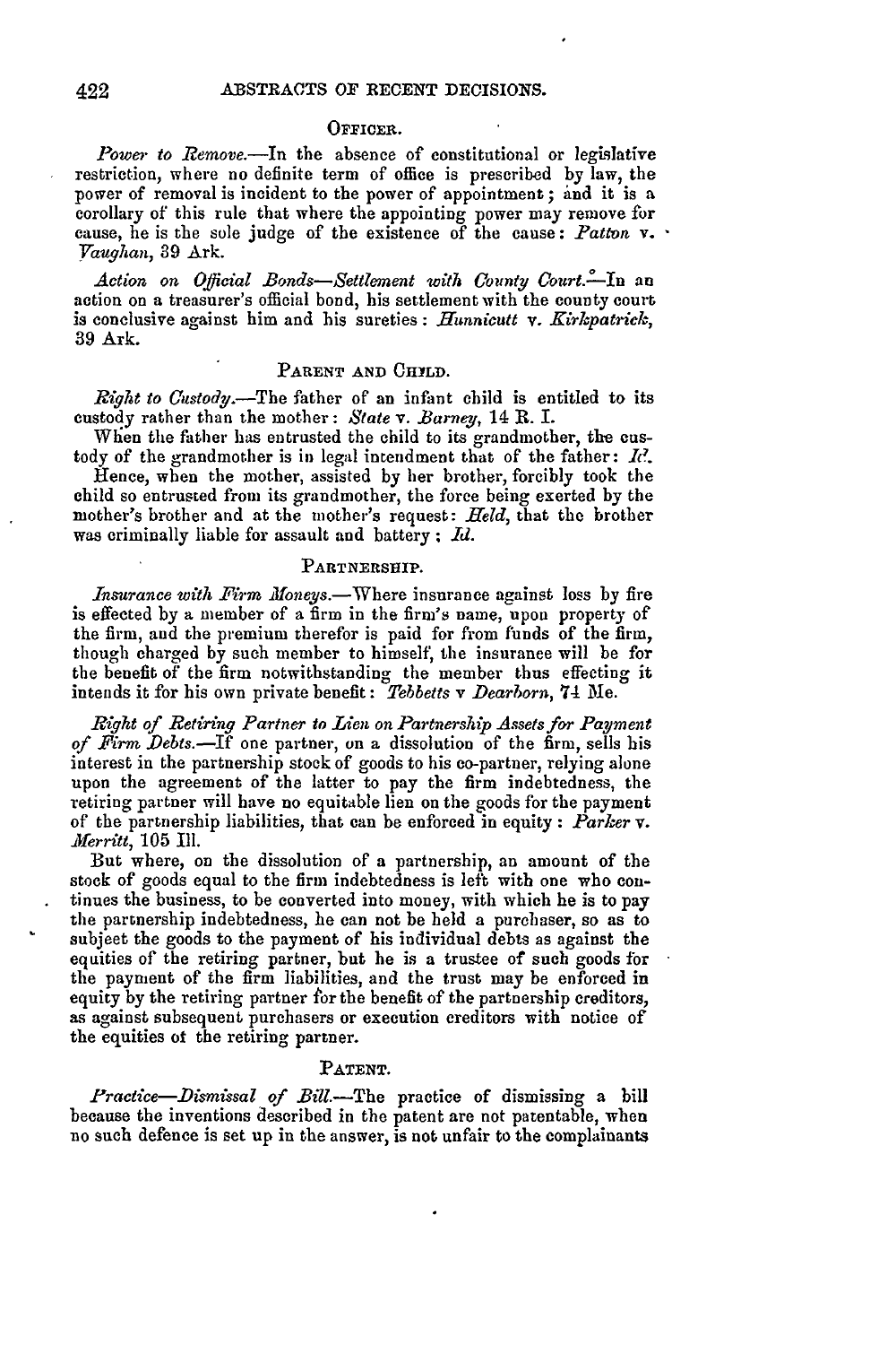### OFFICER.

*Power to Remove.*—In the absence of constitutional or legislative restriction, where no definite term of office is prescribed by law, the power of removal is incident to the power of appointment; and it is a corollary of this rule that where the appointing power may remove for cause, he is the sole judge of the existence of the cause: *Patton* v. *Vaughan*, 39 Ark.

*Action on Official Bonds—Settlement with County Court.*—In an action on a treasurer's official bond, his settlement with the county court is conclusive against him and his sureties: *Hunnicutt* v. *Kirkpatrick*, 39 Ark.

### PARENT AND CHILD.

*Right to Custody.*—The father of an infant child is entitled to its custody rather than the mother: *State* v. *Barney*, 14 R. I.

When the father has entrusted the child to its grandmother, the custody of the grandmother is in legal intendment that of the father: *Id.*

Hence, when the mother, assisted by her brother, forcibly took the child so entrusted from its grandmother, the force being exerted by the mother's brother and at the mother's request: *Held*, that the brother was criminally liable for assault and battery; *Id.*

### PARTNERSHIP.

*Insurance with Firm Moneys.*—Where insurance against loss by fire is effected by a member of a firm in the firm's name, upon property of the firm, and the premium therefor is paid for from funds of the firm, though charged by such member to himself, the insurance will be for the benefit of the firm notwithstanding the member thus effecting it intends it for his own private benefit: *Tebbetts* v *Dearborn*, 74 Me.

*Right of Retiring Partner to Lien on Partnership Assets for Payment of Firm Debts.*—If one partner, on a dissolution of the firm, sells his interest in the partnership stock of goods to his co-partner, relying alone upon the agreement of the latter to pay the firm indebtedness, the retiring partner will have no equitable lien on the goods for the payment of the partnership liabilities, that can be enforced in equity: *Parker* v. *Merritt*, 105 Ill.

But where, on the dissolution of a partnership, an amount of the stock of goods equal to the firm indebtedness is left with one who continues the business, to be converted into money, with which he is to pay the partnership indebtedness, he can not be held a purchaser, so as to subject the goods to the payment of his individual debts as against the equities of the retiring partner, but he is a trustee of such goods for the payment of the firm liabilities, and the trust may be enforced in equity by the retiring partner for the benefit of the partnership creditors, as against subsequent purchasers or execution creditors with notice of the equities of the retiring partner.

### PATENT.

*Practice—Dismissal of Bill.*—The practice of dismissing a bill because the inventions described in the patent are not patentable, when no such defence is set up in the answer, is not unfair to the complainants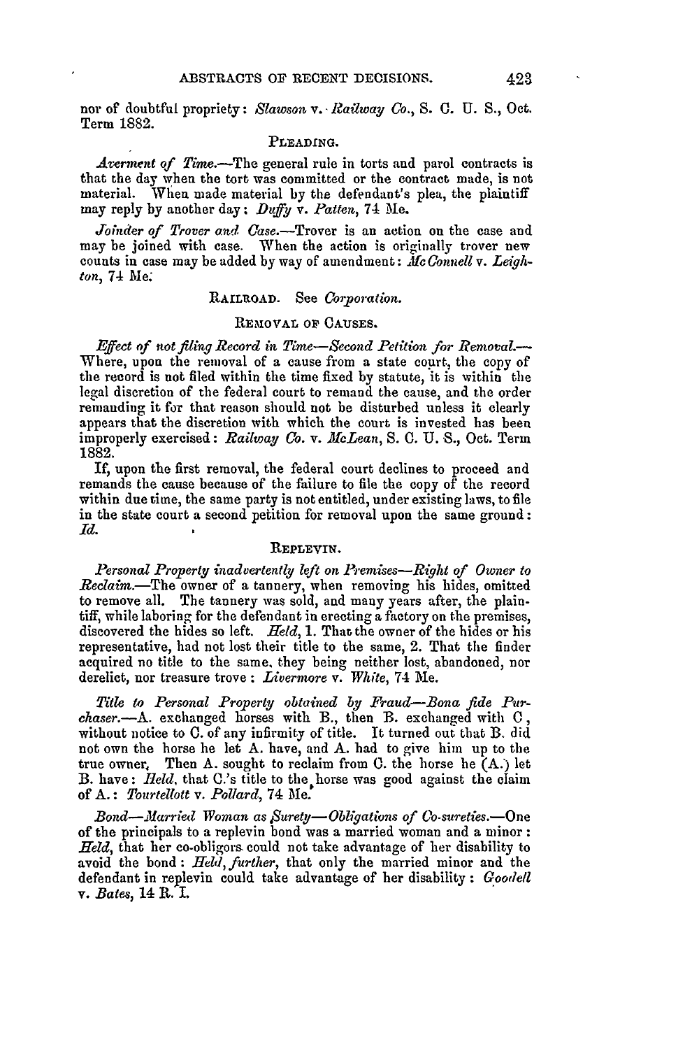nor of doubtful propriety: *Slawson* v. *Railway Co.*, S. C. U. S., Oct. Term 1882.

### PLEADING.

*Averment of Time.*—The general rule in torts and parol contracts is that the day when the tort was committed or the contract made, is not material. When made material by the defendant's plea, the plaintiff may reply by another day: *Duffy* v. *Patten*, 74 Me.

*Joinder of Trover and Case.*—Trover is an action on the case and may be joined with case. When the action is originally trover new counts in case may be added by way of amendment: *McConnell* v. *Leighton*, 74 Me.

### RAILROAD. See *Corporation.*

### REMOVAL OF CAUSES.

*Effect of not filing Record in Time—Second Petition for Removal.*—Where, upon the removal of a cause from a state court, the copy of the record is not filed within the time fixed by statute, it is within the legal discretion of the federal court to remand the cause, and the order remanding it for that reason should not be disturbed unless it clearly appears that the discretion with which the court is invested has been improperly exercised: *Railway Co.* v. *McLean*, S. C. U. S., Oct. Term 1882.

If, upon the first removal, the federal court declines to proceed and remands the cause because of the failure to file the copy of the record within due time, the same party is not entitled, under existing laws, to file in the state court a second petition for removal upon the same ground: *Id.*

### REPLEVIN.

*Personal Property inadvertently left on Premises—Right of Owner to Reclaim.*—The owner of a tannery, when removing his hides, omitted to remove all. The tannery was sold, and many years after, the plaintiff, while laboring for the defendant in erecting a factory on the premises, discovered the hides so left. *Held*, 1. That the owner of the hides or his representative, had not lost their title to the same, 2. That the finder acquired no title to the same, they being neither lost, abandoned, nor derelict, nor treasure trove: *Livermore* v. *White*, 74 Me.

*Title to Personal Property obtained by Fraud—Bona fide Purchaser.*—A. exchanged horses with B., then B. exchanged with C., without notice to C. of any infirmity of title. It turned out that B. did not own the horse he let A. have, and A. had to give him up to the true owner. Then A. sought to reclaim from C. the horse he (A.) let B. have: *Held*, that C.'s title to the horse was good against the claim of A.: *Tourtellott* v. *Pollard*, 74 Me.

*Bond—Married Woman as Surety—Obligations of Co-sureties.*—One of the principals to a replevin bond was a married woman and a minor: *Held*, that her co-obligors could not take advantage of her disability to avoid the bond: *Held, further*, that only the married minor and the defendant in replevin could take advantage of her disability: *Goodell* v. *Bates*, 14 R. I.